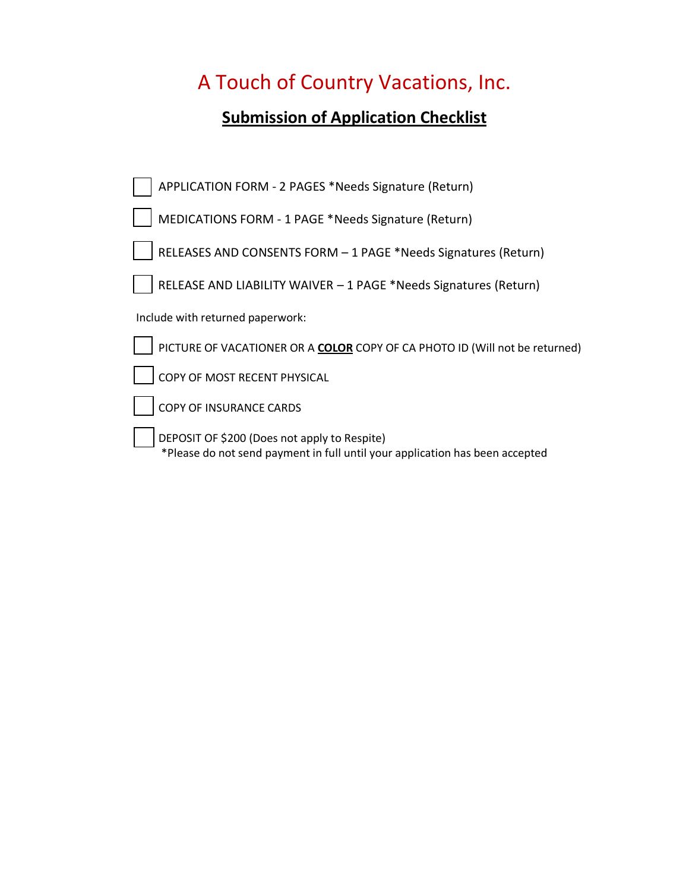# A Touch of Country Vacations, Inc.

## Submission of Application Checklist

- [ ] APPLICATION FORM - 2 PAGES *Needs Signature (Return)
- [ ] MEDICATIONS FORM - 1 PAGE *Needs Signature (Return)
- [ ] RELEASES AND CONSENTS FORM – 1 PAGE *Needs Signatures (Return)
- [ ] RELEASE AND LIABILITY WAIVER – 1 PAGE *Needs Signatures (Return)

Include with returned paperwork:

- [ ] PICTURE OF VACATIONER OR A **COLOR** COPY OF CA PHOTO ID (Will not be returned)
- [ ] COPY OF MOST RECENT PHYSICAL
- [ ] COPY OF INSURANCE CARDS
- [ ] DEPOSIT OF $200 (Does not apply to Respite)
  *Please do not send payment in full until your application has been accepted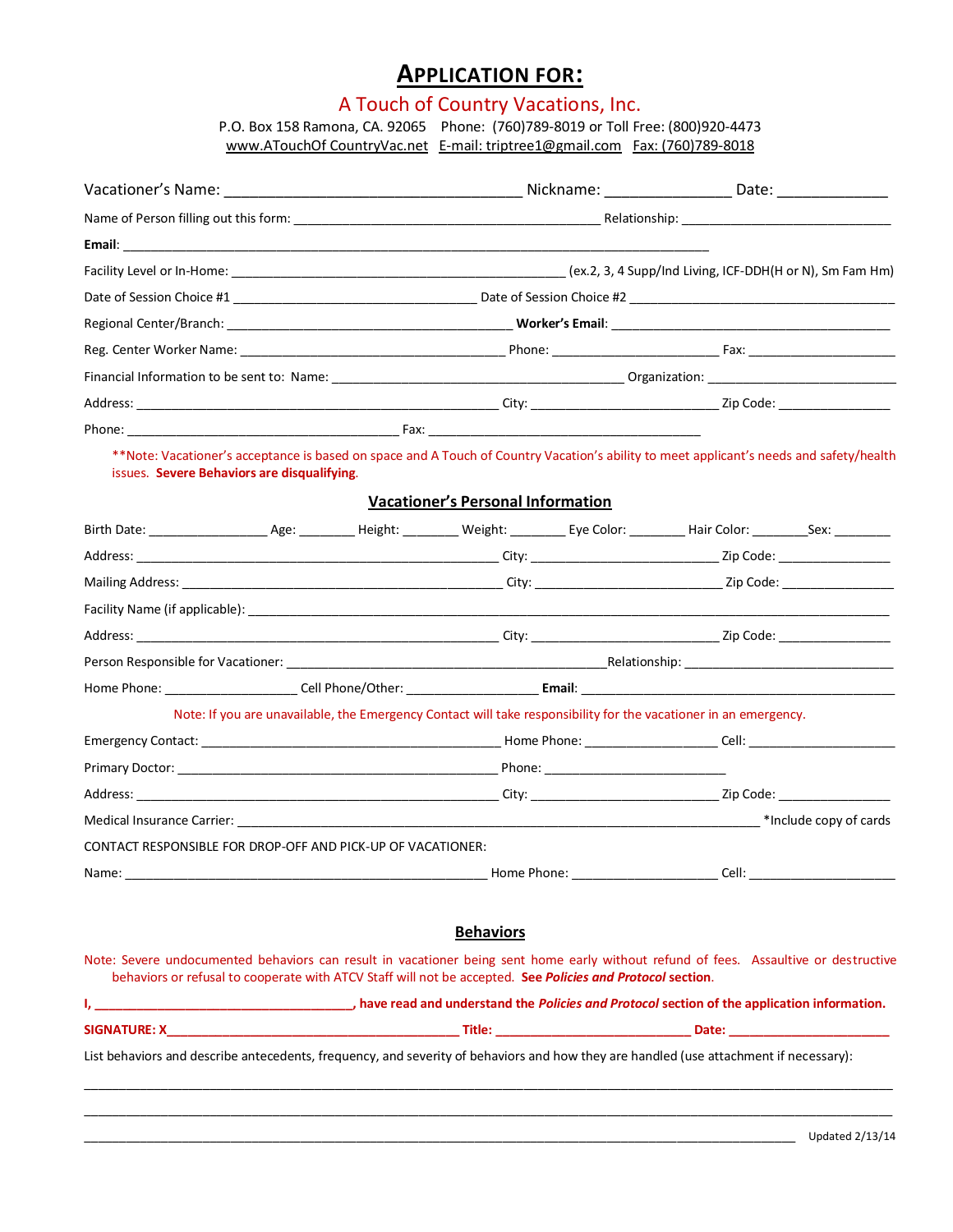# APPLICATION FOR:

## A Touch of Country Vacations, Inc.

P.O. Box 158 Ramona, CA. 92065 Phone: (760)789-8019 or Toll Free: (800)920-4473
www.ATouchOf CountryVac.net E-mail: triptree1@gmail.com Fax: (760)789-8018

Vacationer's Name: ___________________________________ Nickname: _______________ Date: _____________

Name of Person filling out this form: __________________________________________ Relationship: ______________________________

**Email**: ____________________________________________________________________________________

Facility Level or In-Home: _______________________________________________ (ex.2, 3, 4 Supp/Ind Living, ICF-DDH(H or N), Sm Fam Hm)

Date of Session Choice #1 __________________________________ Date of Session Choice #2 ______________________________________

Regional Center/Branch: _______________________________________ **Worker's Email**: ________________________________________

Reg. Center Worker Name: _____________________________________ Phone: ________________________ Fax: _____________________

Financial Information to be sent to: Name: _________________________________________ Organization: ___________________________

Address: ___________________________________________________ City: __________________________ Zip Code: ________________

Phone: _______________________________________ Fax: _______________________________________

**Note: Vacationer's acceptance is based on space and A Touch of Country Vacation's ability to meet applicant's needs and safety/health issues. **Severe Behaviors are disqualifying**.

## Vacationer's Personal Information

Birth Date: ________________ Age: ________ Height: ________ Weight: ________ Eye Color: ________ Hair Color: ________Sex: ________

Address: ___________________________________________________ City: __________________________ Zip Code: ________________

Mailing Address: ____________________________________________ City: __________________________ Zip Code: ________________

Facility Name (if applicable): _______________________________________________________________________________________

Address: ___________________________________________________ City: __________________________ Zip Code: ________________

Person Responsible for Vacationer: _____________________________________________Relationship: ______________________________

Home Phone: __________________ Cell Phone/Other: __________________ **Email**: _____________________________________________

Note: If you are unavailable, the Emergency Contact will take responsibility for the vacationer in an emergency.

Emergency Contact: __________________________________________ Home Phone: __________________ Cell: _____________________

Primary Doctor: ______________________________________________ Phone: _________________________

Address: ___________________________________________________ City: __________________________ Zip Code: ________________

Medical Insurance Carrier: ___________________________________________________________________________ *Include copy of cards

CONTACT RESPONSIBLE FOR DROP-OFF AND PICK-UP OF VACATIONER:

Name: _____________________________________________________ Home Phone: ____________________ Cell: _____________________

## Behaviors

Note: Severe undocumented behaviors can result in vacationer being sent home early without refund of fees. Assaultive or destructive behaviors or refusal to cooperate with ATCV Staff will not be accepted. **See *Policies and Protocol* section**.

**I, ____________________________________, have read and understand the *Policies and Protocol* section of the application information.**

**SIGNATURE: X_________________________________________ Title: ____________________________ Date: _______________________**

List behaviors and describe antecedents, frequency, and severity of behaviors and how they are handled (use attachment if necessary):

_____________________________________________________________________________________________________________

_____________________________________________________________________________________________________________

_____________________________________________________________________________________________________________

Updated 2/13/14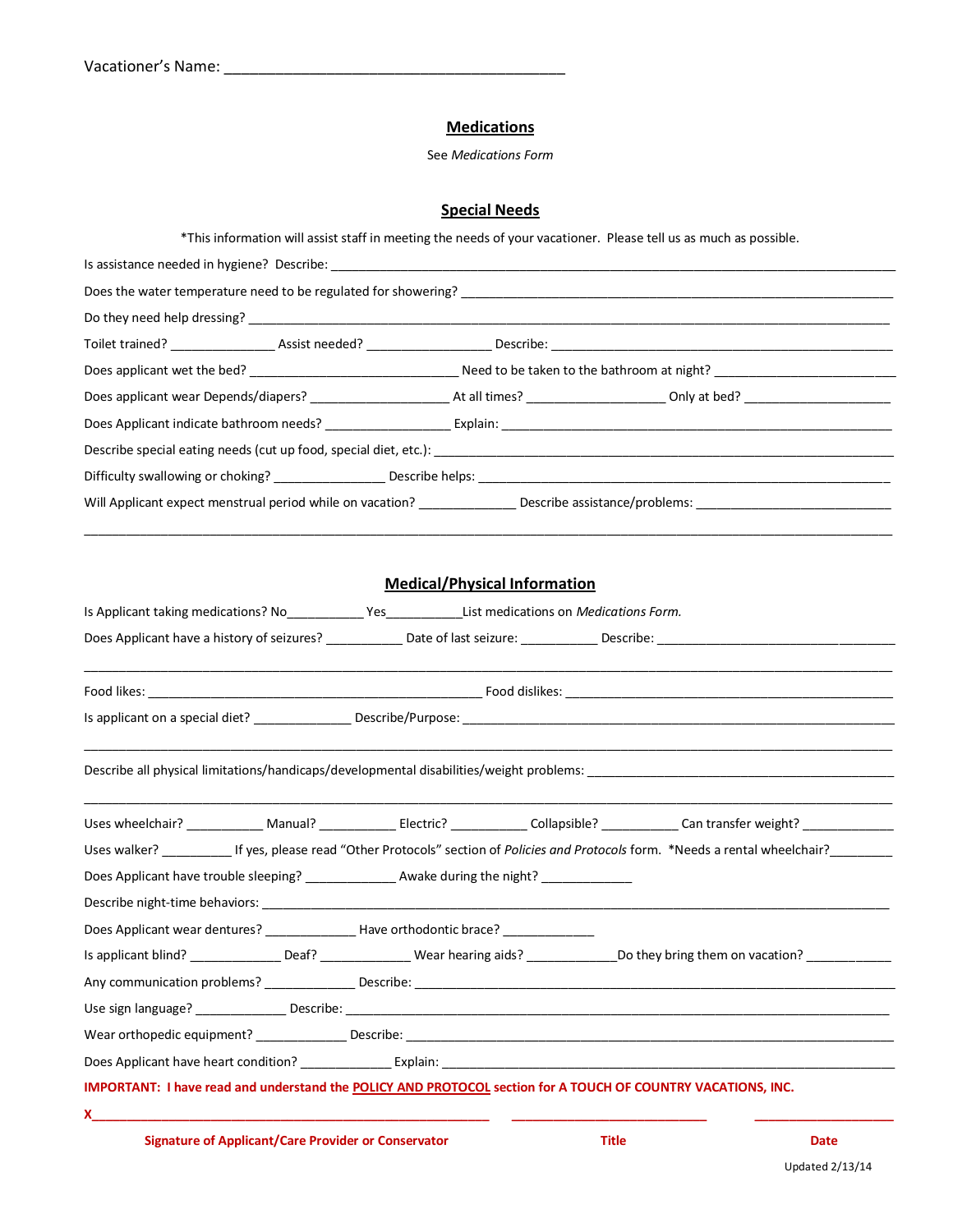Vacationer's Name: ___________________________________________

## Medications

See *Medications Form*

## Special Needs

*This information will assist staff in meeting the needs of your vacationer. Please tell us as much as possible.

Is assistance needed in hygiene? Describe: ___________________________________________

Does the water temperature need to be regulated for showering? ___________________________________________

Do they need help dressing? ___________________________________________

Toilet trained? ______________ Assist needed? _________________ Describe: ___________________________________________

Does applicant wet the bed? ______________________________ Need to be taken to the bathroom at night? ________________________

Does applicant wear Depends/diapers? ____________________ At all times? ____________________ Only at bed? _____________________

Does Applicant indicate bathroom needs? _________________ Explain: ___________________________________________

Describe special eating needs (cut up food, special diet, etc.): ___________________________________________

Difficulty swallowing or choking? ________________ Describe helps: ___________________________________________

Will Applicant expect menstrual period while on vacation? ______________ Describe assistance/problems: ____________________________

___________________________________________________________________________________________

## Medical/Physical Information

Is Applicant taking medications? No___________ Yes___________List medications on *Medications Form.*

Does Applicant have a history of seizures? ___________ Date of last seizure: ___________ Describe: _________________________________

___________________________________________________________________________________________

Food likes: ________________________________________________ Food dislikes: ______________________________________________

Is applicant on a special diet? ______________ Describe/Purpose: ___________________________________________

___________________________________________________________________________________________

Describe all physical limitations/handicaps/developmental disabilities/weight problems: _____________________________________________

___________________________________________________________________________________________

Uses wheelchair? ___________ Manual? ___________ Electric? ___________ Collapsible? ___________ Can transfer weight? _____________

Uses walker? __________ If yes, please read "Other Protocols" section of *Policies and Protocols* form. *Needs a rental wheelchair?_________

Does Applicant have trouble sleeping? _____________ Awake during the night? _____________

Describe night-time behaviors: ___________________________________________

Does Applicant wear dentures? _____________ Have orthodontic brace? _____________

Is applicant blind? _____________ Deaf? _____________ Wear hearing aids? _____________Do they bring them on vacation? _____________

Any communication problems? _____________ Describe: ___________________________________________

Use sign language? _____________ Describe: ___________________________________________

Wear orthopedic equipment? _____________ Describe: ___________________________________________

Does Applicant have heart condition? _____________ Explain: ___________________________________________

**IMPORTANT: I have read and understand the POLICY AND PROTOCOL section for A TOUCH OF COUNTRY VACATIONS, INC.**

**X**___________________________________________ _____________________________ ____________________

**Signature of Applicant/Care Provider or Conservator** **Title** **Date**

Updated 2/13/14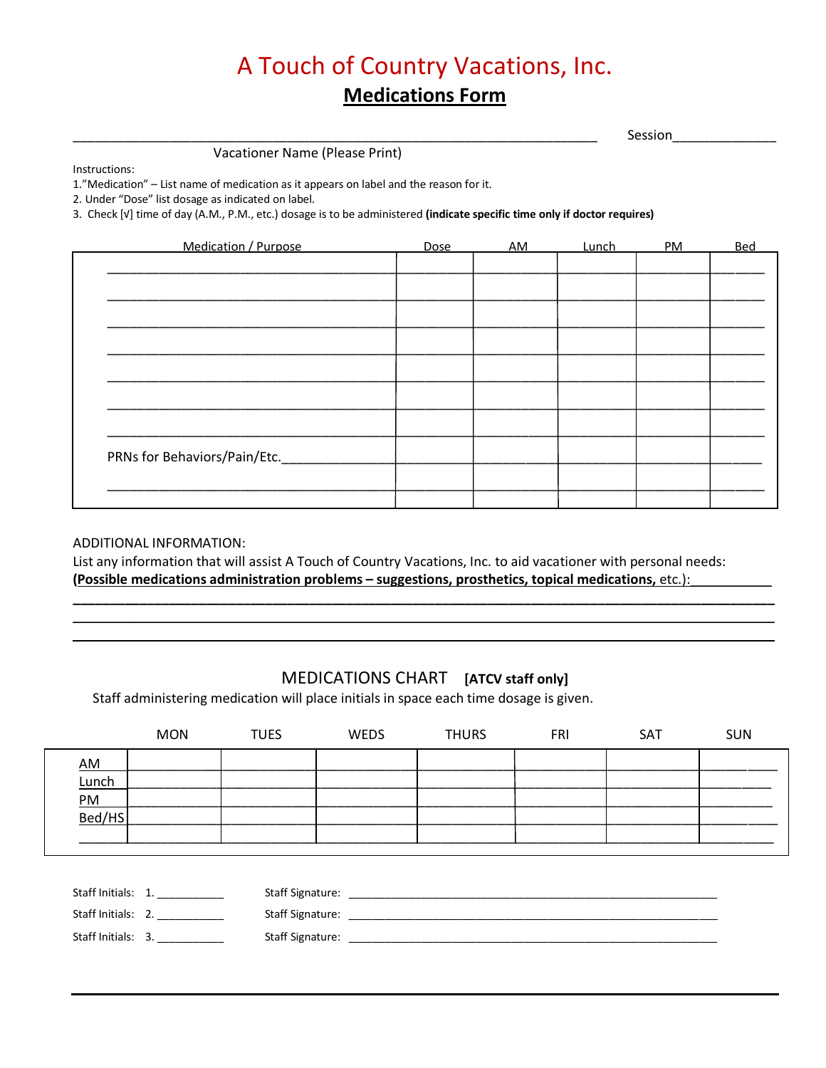# A Touch of Country Vacations, Inc.

## Medications Form

________________________________________ Session______________

Vacationer Name (Please Print)

Instructions:

1."Medication" – List name of medication as it appears on label and the reason for it.
2. Under "Dose" list dosage as indicated on label.
3. Check [√] time of day (A.M., P.M., etc.) dosage is to be administered **(indicate specific time only if doctor requires)**

| Medication / Purpose | Dose | AM | Lunch | PM | Bed |
|---|---|---|---|---|---|
| | | | | | |
| | | | | | |
| | | | | | |
| | | | | | |
| | | | | | |
| | | | | | |
| | | | | | |
| PRNs for Behaviors/Pain/Etc. | | | | | |
| | | | | | |

ADDITIONAL INFORMATION:

List any information that will assist A Touch of Country Vacations, Inc. to aid vacationer with personal needs:
**(Possible medications administration problems – suggestions, prosthetics, topical medications,** etc.):___________

________________________________________________________________________________

________________________________________________________________________________

________________________________________________________________________________

### MEDICATIONS CHART **[ATCV staff only]**

Staff administering medication will place initials in space each time dosage is given.

| | MON | TUES | WEDS | THURS | FRI | SAT | SUN |
|---|---|---|---|---|---|---|---|
| AM | | | | | | | |
| Lunch | | | | | | | |
| PM | | | | | | | |
| Bed/HS | | | | | | | |
| | | | | | | | |

Staff Initials: 1. ___________ Staff Signature: ___________________________________

Staff Initials: 2. ___________ Staff Signature: ___________________________________

Staff Initials: 3. ___________ Staff Signature: ___________________________________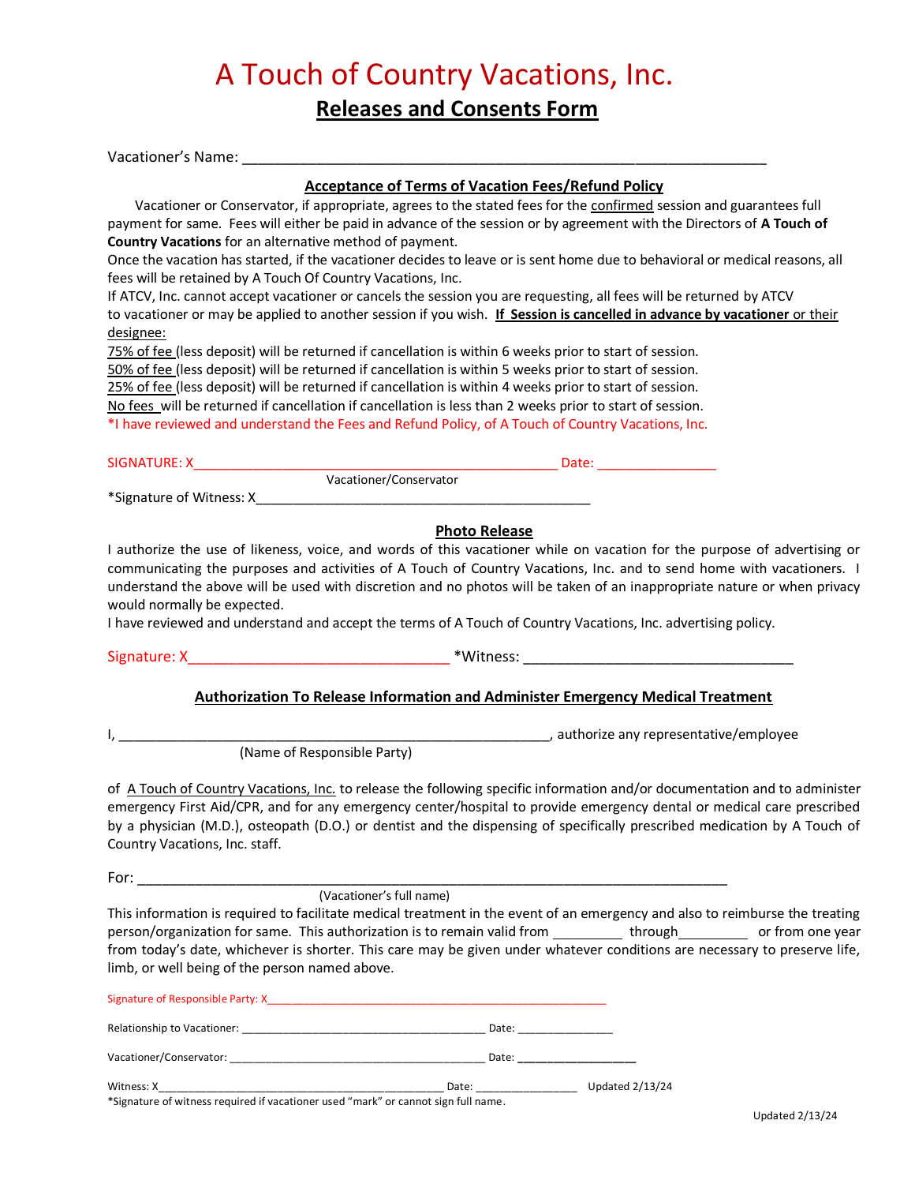# A Touch of Country Vacations, Inc.

## Releases and Consents Form

Vacationer's Name: ___________________________________________________________________

### Acceptance of Terms of Vacation Fees/Refund Policy

Vacationer or Conservator, if appropriate, agrees to the stated fees for the confirmed session and guarantees full payment for same. Fees will either be paid in advance of the session or by agreement with the Directors of **A Touch of Country Vacations** for an alternative method of payment.
Once the vacation has started, if the vacationer decides to leave or is sent home due to behavioral or medical reasons, all fees will be retained by A Touch Of Country Vacations, Inc.
If ATCV, Inc. cannot accept vacationer or cancels the session you are requesting, all fees will be returned by ATCV to vacationer or may be applied to another session if you wish. **If Session is cancelled in advance by vacationer** or their designee:
75% of fee (less deposit) will be returned if cancellation is within 6 weeks prior to start of session.
50% of fee (less deposit) will be returned if cancellation is within 5 weeks prior to start of session.
25% of fee (less deposit) will be returned if cancellation is within 4 weeks prior to start of session.
No fees will be returned if cancellation if cancellation is less than 2 weeks prior to start of session.
*I have reviewed and understand the Fees and Refund Policy, of A Touch of Country Vacations, Inc.

SIGNATURE: X________________________________________________ Date: _______________
Vacationer/Conservator

*Signature of Witness: X____________________________________________

### Photo Release

I authorize the use of likeness, voice, and words of this vacationer while on vacation for the purpose of advertising or communicating the purposes and activities of A Touch of Country Vacations, Inc. and to send home with vacationers. I understand the above will be used with discretion and no photos will be taken of an inappropriate nature or when privacy would normally be expected.
I have reviewed and understand and accept the terms of A Touch of Country Vacations, Inc. advertising policy.

Signature: X_________________________________ *Witness: ___________________________________

### Authorization To Release Information and Administer Emergency Medical Treatment

I, _________________________________________________________, authorize any representative/employee
(Name of Responsible Party)

of A Touch of Country Vacations, Inc. to release the following specific information and/or documentation and to administer emergency First Aid/CPR, and for any emergency center/hospital to provide emergency dental or medical care prescribed by a physician (M.D.), osteopath (D.O.) or dentist and the dispensing of specifically prescribed medication by A Touch of Country Vacations, Inc. staff.

For: ______________________________________________________________________________
(Vacationer's full name)

This information is required to facilitate medical treatment in the event of an emergency and also to reimburse the treating person/organization for same. This authorization is to remain valid from _________ through_________ or from one year from today's date, whichever is shorter. This care may be given under whatever conditions are necessary to preserve life, limb, or well being of the person named above.

Signature of Responsible Party: X_______________________________________________________

Relationship to Vacationer: ________________________________________ Date: _______________

Vacationer/Conservator: ___________________________________________ Date: _________________

Witness: X_______________________________________________ Date: ________________ Updated 2/13/24

*Signature of witness required if vacationer used "mark" or cannot sign full name.

Updated 2/13/24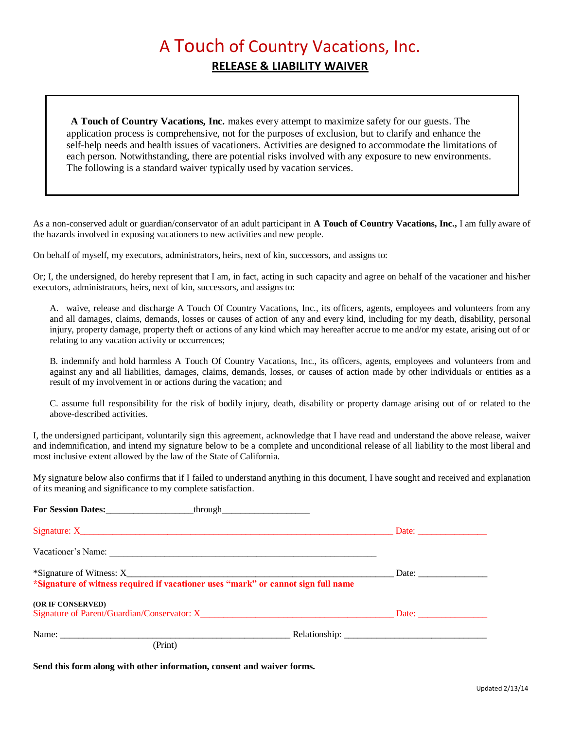# A Touch of Country Vacations, Inc.

## RELEASE & LIABILITY WAIVER

> **A Touch of Country Vacations, Inc.** makes every attempt to maximize safety for our guests. The application process is comprehensive, not for the purposes of exclusion, but to clarify and enhance the self-help needs and health issues of vacationers. Activities are designed to accommodate the limitations of each person. Notwithstanding, there are potential risks involved with any exposure to new environments. The following is a standard waiver typically used by vacation services.

As a non-conserved adult or guardian/conservator of an adult participant in **A Touch of Country Vacations, Inc.,** I am fully aware of the hazards involved in exposing vacationers to new activities and new people.

On behalf of myself, my executors, administrators, heirs, next of kin, successors, and assigns to:

Or; I, the undersigned, do hereby represent that I am, in fact, acting in such capacity and agree on behalf of the vacationer and his/her executors, administrators, heirs, next of kin, successors, and assigns to:

A. waive, release and discharge A Touch Of Country Vacations, Inc., its officers, agents, employees and volunteers from any and all damages, claims, demands, losses or causes of action of any and every kind, including for my death, disability, personal injury, property damage, property theft or actions of any kind which may hereafter accrue to me and/or my estate, arising out of or relating to any vacation activity or occurrences;

B. indemnify and hold harmless A Touch Of Country Vacations, Inc., its officers, agents, employees and volunteers from and against any and all liabilities, damages, claims, demands, losses, or causes of action made by other individuals or entities as a result of my involvement in or actions during the vacation; and

C. assume full responsibility for the risk of bodily injury, death, disability or property damage arising out of or related to the above-described activities.

I, the undersigned participant, voluntarily sign this agreement, acknowledge that I have read and understand the above release, waiver and indemnification, and intend my signature below to be a complete and unconditional release of all liability to the most liberal and most inclusive extent allowed by the law of the State of California.

My signature below also confirms that if I failed to understand anything in this document, I have sought and received and explanation of its meaning and significance to my complete satisfaction.

**For Session Dates:**__________________through__________________

Signature: X______________________________________________________________ Date: _______________

Vacationer's Name: ____________________________________________________________

*Signature of Witness: X________________________________________________________ Date: _______________

***Signature of witness required if vacationer uses "mark" or cannot sign full name**

**(OR IF CONSERVED)**

Signature of Parent/Guardian/Conservator: X________________________________________ Date: _______________

Name: __________________________________________________ Relationship: ______________________________

(Print)

**Send this form along with other information, consent and waiver forms.**

Updated 2/13/14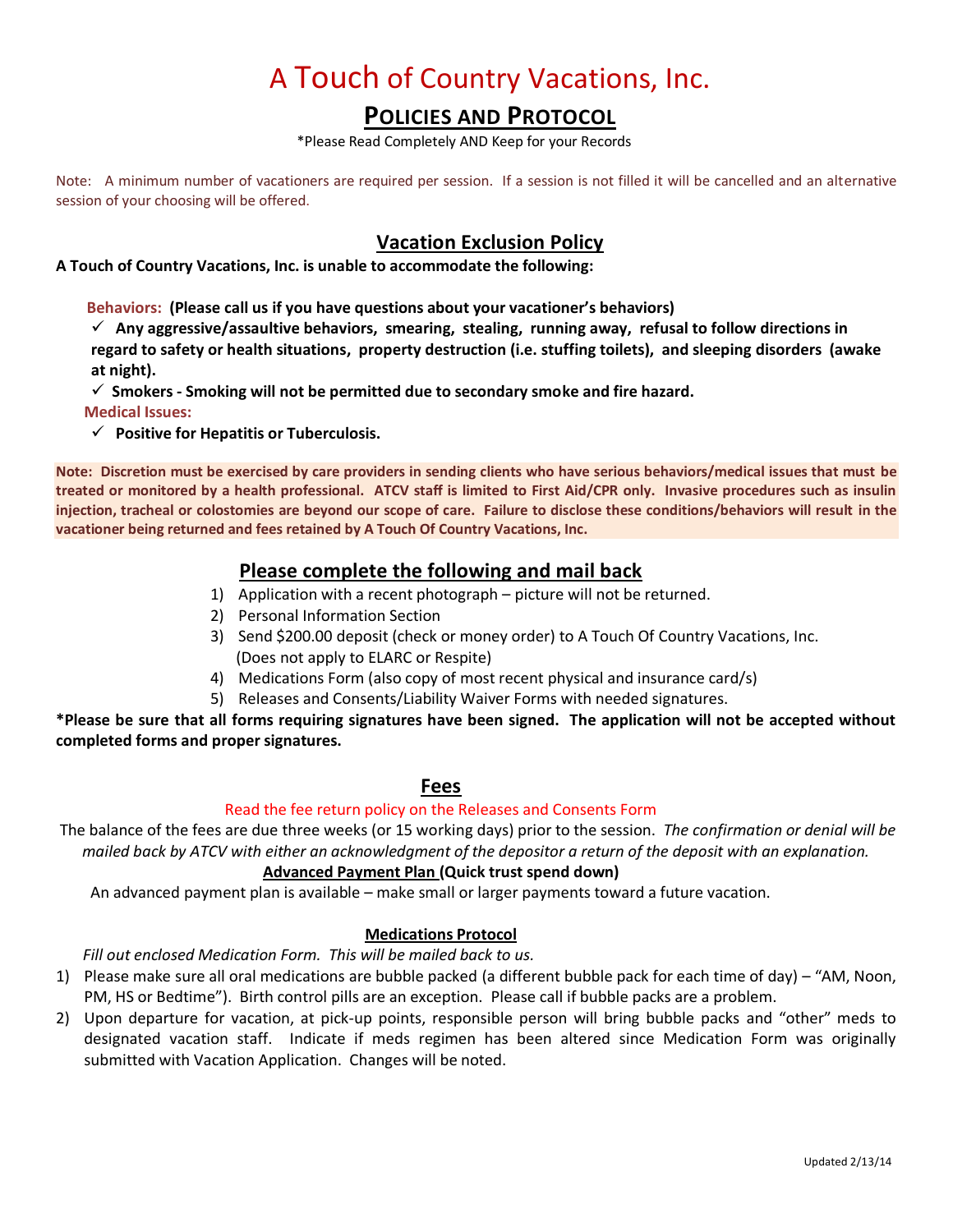# A Touch of Country Vacations, Inc.

## POLICIES AND PROTOCOL

*Please Read Completely AND Keep for your Records

Note: A minimum number of vacationers are required per session. If a session is not filled it will be cancelled and an alternative session of your choosing will be offered.

## Vacation Exclusion Policy

**A Touch of Country Vacations, Inc. is unable to accommodate the following:**

**Behaviors: (Please call us if you have questions about your vacationer's behaviors)**

- ✓ **Any aggressive/assaultive behaviors, smearing, stealing, running away, refusal to follow directions in regard to safety or health situations, property destruction (i.e. stuffing toilets), and sleeping disorders (awake at night).**
- ✓ **Smokers - Smoking will not be permitted due to secondary smoke and fire hazard.**

**Medical Issues:**

- ✓ **Positive for Hepatitis or Tuberculosis.**

**Note: Discretion must be exercised by care providers in sending clients who have serious behaviors/medical issues that must be treated or monitored by a health professional. ATCV staff is limited to First Aid/CPR only. Invasive procedures such as insulin injection, tracheal or colostomies are beyond our scope of care. Failure to disclose these conditions/behaviors will result in the vacationer being returned and fees retained by A Touch Of Country Vacations, Inc.**

## Please complete the following and mail back

1) Application with a recent photograph – picture will not be returned.
2) Personal Information Section
3) Send $200.00 deposit (check or money order) to A Touch Of Country Vacations, Inc. (Does not apply to ELARC or Respite)
4) Medications Form (also copy of most recent physical and insurance card/s)
5) Releases and Consents/Liability Waiver Forms with needed signatures.

**\*Please be sure that all forms requiring signatures have been signed. The application will not be accepted without completed forms and proper signatures.**

## Fees

Read the fee return policy on the Releases and Consents Form

The balance of the fees are due three weeks (or 15 working days) prior to the session. *The confirmation or denial will be mailed back by ATCV with either an acknowledgment of the depositor a return of the deposit with an explanation.*

**Advanced Payment Plan (Quick trust spend down)**

An advanced payment plan is available – make small or larger payments toward a future vacation.

**Medications Protocol**

*Fill out enclosed Medication Form. This will be mailed back to us.*

1) Please make sure all oral medications are bubble packed (a different bubble pack for each time of day) – "AM, Noon, PM, HS or Bedtime"). Birth control pills are an exception. Please call if bubble packs are a problem.
2) Upon departure for vacation, at pick-up points, responsible person will bring bubble packs and "other" meds to designated vacation staff. Indicate if meds regimen has been altered since Medication Form was originally submitted with Vacation Application. Changes will be noted.

Updated 2/13/14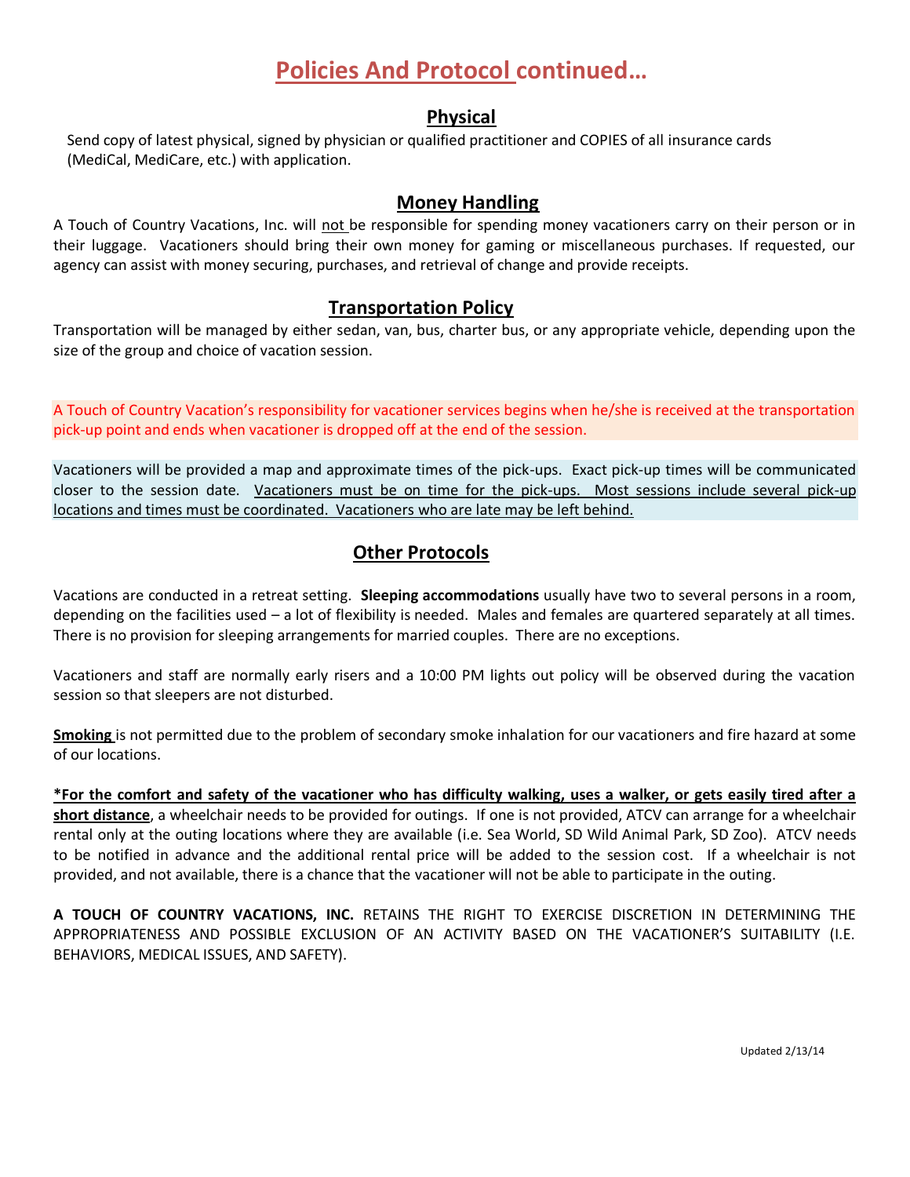# Policies And Protocol continued…

## Physical

Send copy of latest physical, signed by physician or qualified practitioner and COPIES of all insurance cards (MediCal, MediCare, etc.) with application.

## Money Handling

A Touch of Country Vacations, Inc. will not be responsible for spending money vacationers carry on their person or in their luggage. Vacationers should bring their own money for gaming or miscellaneous purchases. If requested, our agency can assist with money securing, purchases, and retrieval of change and provide receipts.

## Transportation Policy

Transportation will be managed by either sedan, van, bus, charter bus, or any appropriate vehicle, depending upon the size of the group and choice of vacation session.

A Touch of Country Vacation's responsibility for vacationer services begins when he/she is received at the transportation pick-up point and ends when vacationer is dropped off at the end of the session.

Vacationers will be provided a map and approximate times of the pick-ups. Exact pick-up times will be communicated closer to the session date. Vacationers must be on time for the pick-ups. Most sessions include several pick-up locations and times must be coordinated. Vacationers who are late may be left behind.

## Other Protocols

Vacations are conducted in a retreat setting. **Sleeping accommodations** usually have two to several persons in a room, depending on the facilities used – a lot of flexibility is needed. Males and females are quartered separately at all times. There is no provision for sleeping arrangements for married couples. There are no exceptions.

Vacationers and staff are normally early risers and a 10:00 PM lights out policy will be observed during the vacation session so that sleepers are not disturbed.

**Smoking** is not permitted due to the problem of secondary smoke inhalation for our vacationers and fire hazard at some of our locations.

**\*For the comfort and safety of the vacationer who has difficulty walking, uses a walker, or gets easily tired after a short distance**, a wheelchair needs to be provided for outings. If one is not provided, ATCV can arrange for a wheelchair rental only at the outing locations where they are available (i.e. Sea World, SD Wild Animal Park, SD Zoo). ATCV needs to be notified in advance and the additional rental price will be added to the session cost. If a wheelchair is not provided, and not available, there is a chance that the vacationer will not be able to participate in the outing.

**A TOUCH OF COUNTRY VACATIONS, INC.** RETAINS THE RIGHT TO EXERCISE DISCRETION IN DETERMINING THE APPROPRIATENESS AND POSSIBLE EXCLUSION OF AN ACTIVITY BASED ON THE VACATIONER'S SUITABILITY (I.E. BEHAVIORS, MEDICAL ISSUES, AND SAFETY).

Updated 2/13/14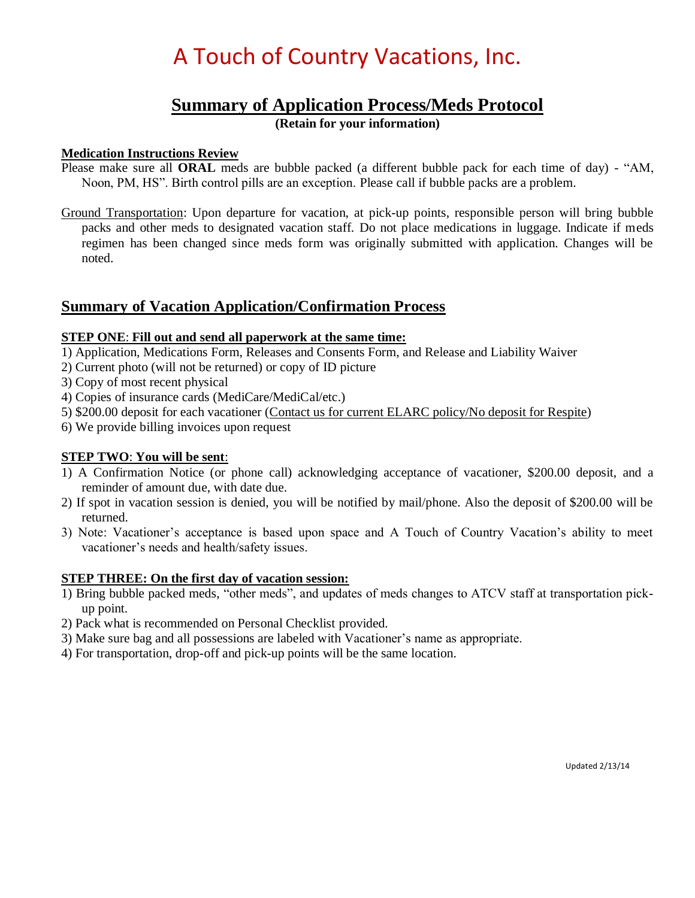# A Touch of Country Vacations, Inc.

## Summary of Application Process/Meds Protocol

**(Retain for your information)**

**Medication Instructions Review**

Please make sure all **ORAL** meds are bubble packed (a different bubble pack for each time of day) - "AM, Noon, PM, HS". Birth control pills are an exception. Please call if bubble packs are a problem.

Ground Transportation: Upon departure for vacation, at pick-up points, responsible person will bring bubble packs and other meds to designated vacation staff. Do not place medications in luggage. Indicate if meds regimen has been changed since meds form was originally submitted with application. Changes will be noted.

## Summary of Vacation Application/Confirmation Process

**STEP ONE: Fill out and send all paperwork at the same time:**

1) Application, Medications Form, Releases and Consents Form, and Release and Liability Waiver
2) Current photo (will not be returned) or copy of ID picture
3) Copy of most recent physical
4) Copies of insurance cards (MediCare/MediCal/etc.)
5) $200.00 deposit for each vacationer (Contact us for current ELARC policy/No deposit for Respite)
6) We provide billing invoices upon request

**STEP TWO: You will be sent:**

1) A Confirmation Notice (or phone call) acknowledging acceptance of vacationer, $200.00 deposit, and a reminder of amount due, with date due.
2) If spot in vacation session is denied, you will be notified by mail/phone. Also the deposit of $200.00 will be returned.
3) Note: Vacationer's acceptance is based upon space and A Touch of Country Vacation's ability to meet vacationer's needs and health/safety issues.

**STEP THREE: On the first day of vacation session:**

1) Bring bubble packed meds, "other meds", and updates of meds changes to ATCV staff at transportation pick-up point.
2) Pack what is recommended on Personal Checklist provided.
3) Make sure bag and all possessions are labeled with Vacationer's name as appropriate.
4) For transportation, drop-off and pick-up points will be the same location.

Updated 2/13/14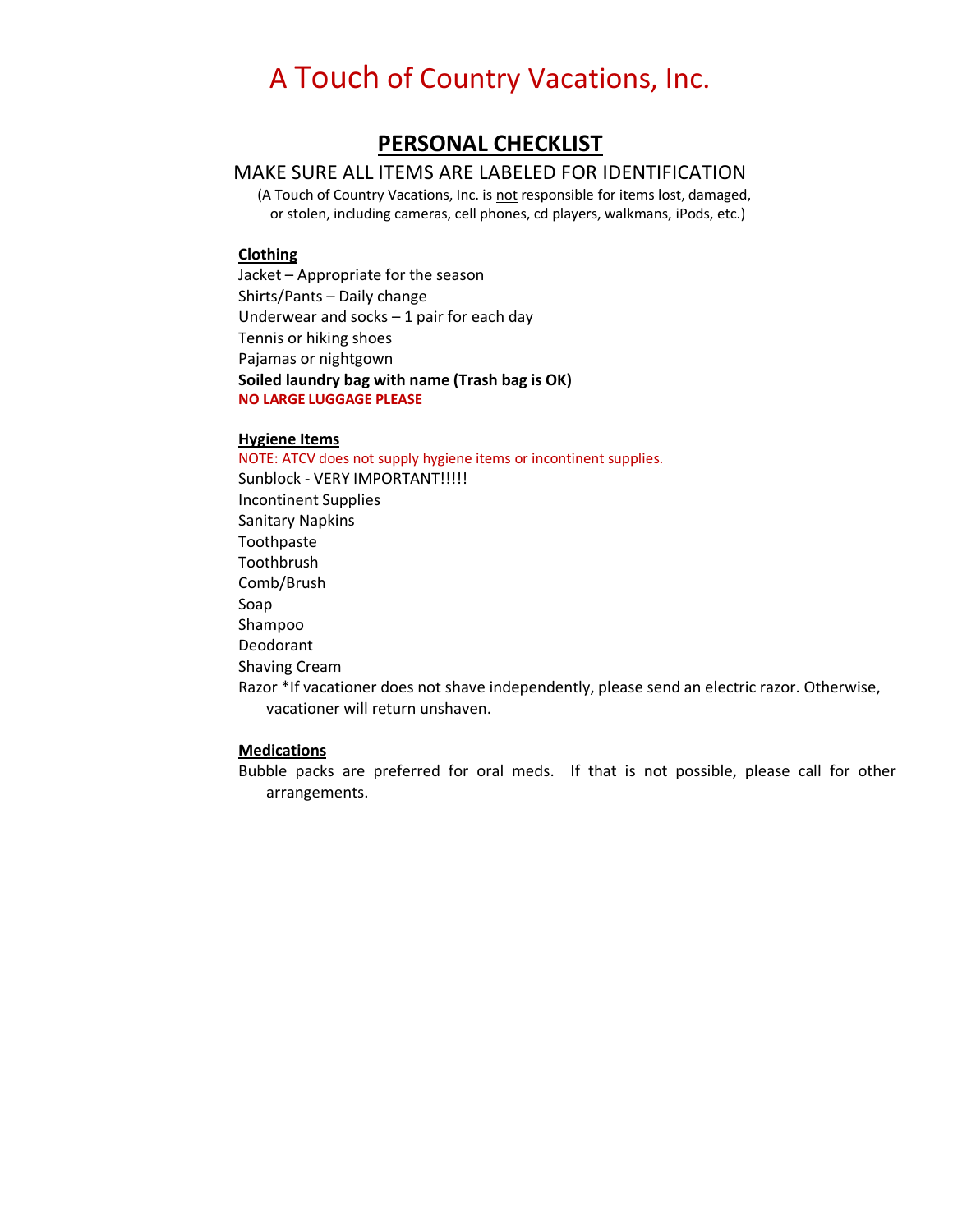# A Touch of Country Vacations, Inc.

## PERSONAL CHECKLIST

MAKE SURE ALL ITEMS ARE LABELED FOR IDENTIFICATION

(A Touch of Country Vacations, Inc. is not responsible for items lost, damaged, or stolen, including cameras, cell phones, cd players, walkmans, iPods, etc.)

**Clothing**

Jacket – Appropriate for the season
Shirts/Pants – Daily change
Underwear and socks – 1 pair for each day
Tennis or hiking shoes
Pajamas or nightgown
**Soiled laundry bag with name (Trash bag is OK)**
**NO LARGE LUGGAGE PLEASE**

**Hygiene Items**

NOTE: ATCV does not supply hygiene items or incontinent supplies.
Sunblock - VERY IMPORTANT!!!!!
Incontinent Supplies
Sanitary Napkins
Toothpaste
Toothbrush
Comb/Brush
Soap
Shampoo
Deodorant
Shaving Cream
Razor *If vacationer does not shave independently, please send an electric razor. Otherwise, vacationer will return unshaven.

**Medications**

Bubble packs are preferred for oral meds. If that is not possible, please call for other arrangements.